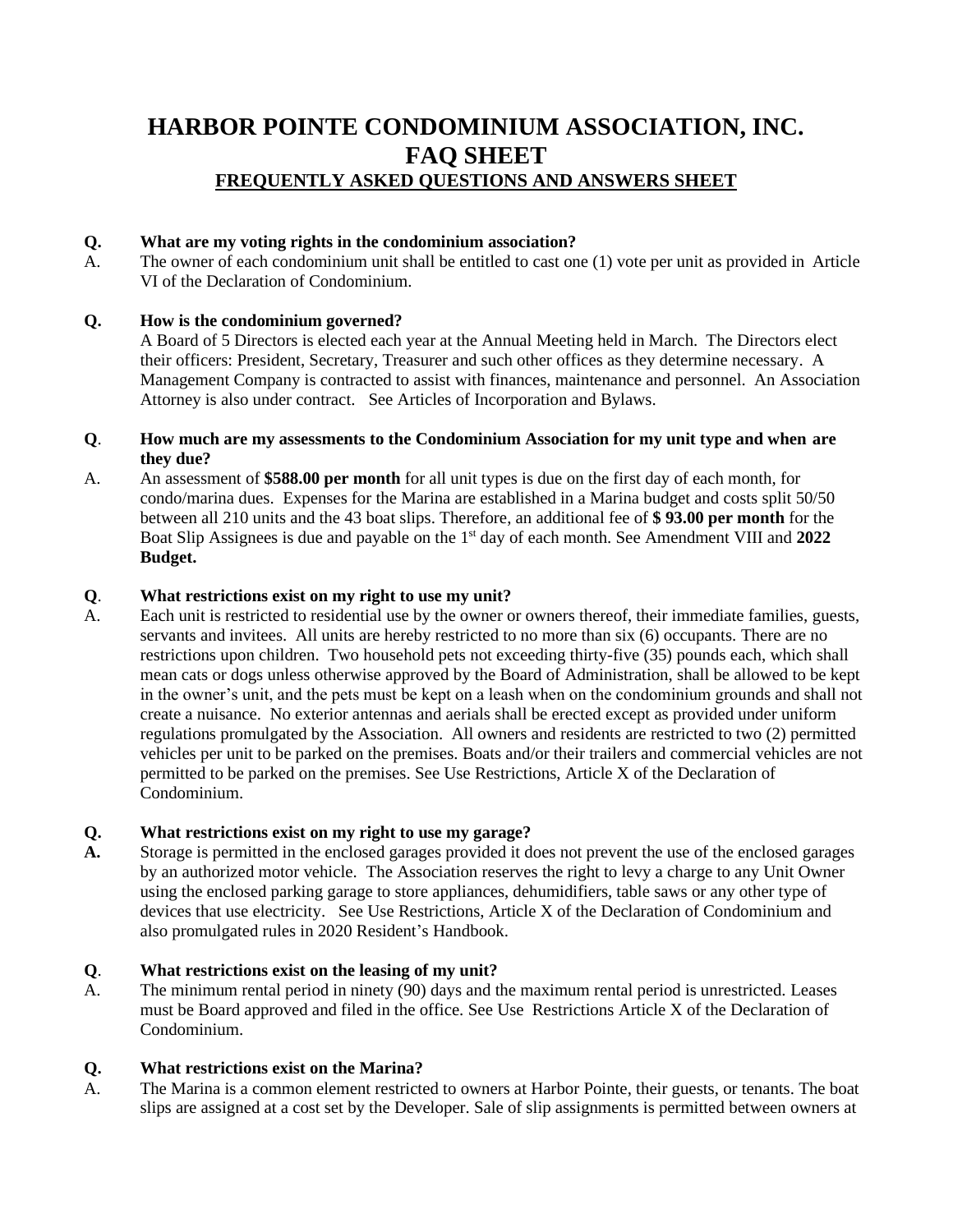# HARBOR POINTE CONDOMINIUM ASSOCIATION, INC.
# FAQ SHEET
## FREQUENTLY ASKED QUESTIONS AND ANSWERS SHEET

**Q. What are my voting rights in the condominium association?**

A. The owner of each condominium unit shall be entitled to cast one (1) vote per unit as provided in Article VI of the Declaration of Condominium.

**Q. How is the condominium governed?**

A Board of 5 Directors is elected each year at the Annual Meeting held in March. The Directors elect their officers: President, Secretary, Treasurer and such other offices as they determine necessary. A Management Company is contracted to assist with finances, maintenance and personnel. An Association Attorney is also under contract. See Articles of Incorporation and Bylaws.

**Q. How much are my assessments to the Condominium Association for my unit type and when are they due?**

A. An assessment of **$588.00 per month** for all unit types is due on the first day of each month, for condo/marina dues. Expenses for the Marina are established in a Marina budget and costs split 50/50 between all 210 units and the 43 boat slips. Therefore, an additional fee of **$ 93.00 per month** for the Boat Slip Assignees is due and payable on the 1st day of each month. See Amendment VIII and **2022 Budget.**

**Q. What restrictions exist on my right to use my unit?**

A. Each unit is restricted to residential use by the owner or owners thereof, their immediate families, guests, servants and invitees. All units are hereby restricted to no more than six (6) occupants. There are no restrictions upon children. Two household pets not exceeding thirty-five (35) pounds each, which shall mean cats or dogs unless otherwise approved by the Board of Administration, shall be allowed to be kept in the owner's unit, and the pets must be kept on a leash when on the condominium grounds and shall not create a nuisance. No exterior antennas and aerials shall be erected except as provided under uniform regulations promulgated by the Association. All owners and residents are restricted to two (2) permitted vehicles per unit to be parked on the premises. Boats and/or their trailers and commercial vehicles are not permitted to be parked on the premises. See Use Restrictions, Article X of the Declaration of Condominium.

**Q. What restrictions exist on my right to use my garage?**

**A.** Storage is permitted in the enclosed garages provided it does not prevent the use of the enclosed garages by an authorized motor vehicle. The Association reserves the right to levy a charge to any Unit Owner using the enclosed parking garage to store appliances, dehumidifiers, table saws or any other type of devices that use electricity. See Use Restrictions, Article X of the Declaration of Condominium and also promulgated rules in 2020 Resident's Handbook.

**Q. What restrictions exist on the leasing of my unit?**

A. The minimum rental period in ninety (90) days and the maximum rental period is unrestricted. Leases must be Board approved and filed in the office. See Use Restrictions Article X of the Declaration of Condominium.

**Q. What restrictions exist on the Marina?**

A. The Marina is a common element restricted to owners at Harbor Pointe, their guests, or tenants. The boat slips are assigned at a cost set by the Developer. Sale of slip assignments is permitted between owners at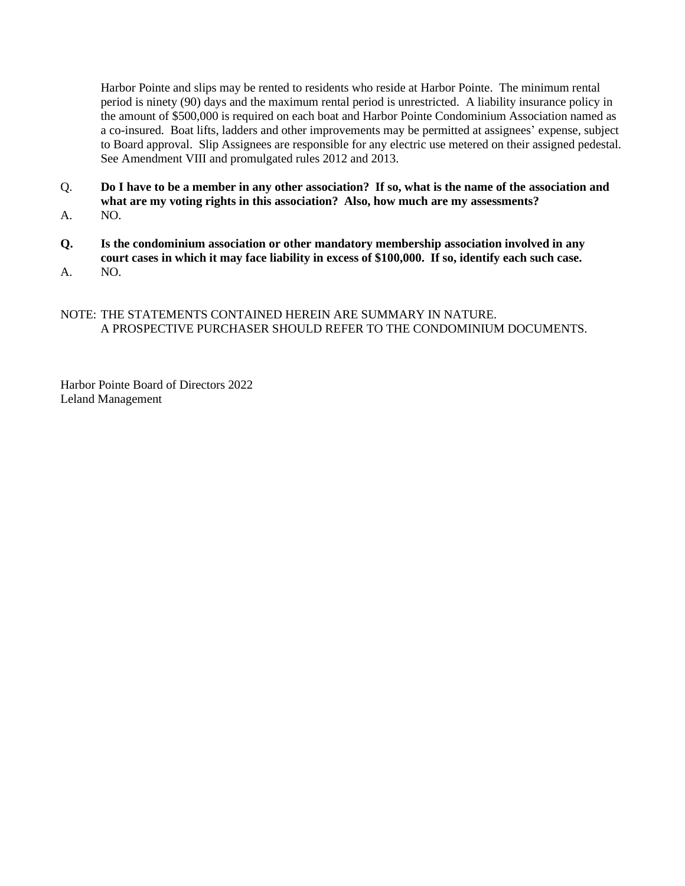Harbor Pointe and slips may be rented to residents who reside at Harbor Pointe. The minimum rental period is ninety (90) days and the maximum rental period is unrestricted. A liability insurance policy in the amount of $500,000 is required on each boat and Harbor Pointe Condominium Association named as a co-insured. Boat lifts, ladders and other improvements may be permitted at assignees' expense, subject to Board approval. Slip Assignees are responsible for any electric use metered on their assigned pedestal. See Amendment VIII and promulgated rules 2012 and 2013.

Q. **Do I have to be a member in any other association? If so, what is the name of the association and what are my voting rights in this association? Also, how much are my assessments?**

A. NO.

**Q. Is the condominium association or other mandatory membership association involved in any court cases in which it may face liability in excess of $100,000. If so, identify each such case.**

A. NO.

NOTE: THE STATEMENTS CONTAINED HEREIN ARE SUMMARY IN NATURE. A PROSPECTIVE PURCHASER SHOULD REFER TO THE CONDOMINIUM DOCUMENTS.

Harbor Pointe Board of Directors 2022
Leland Management